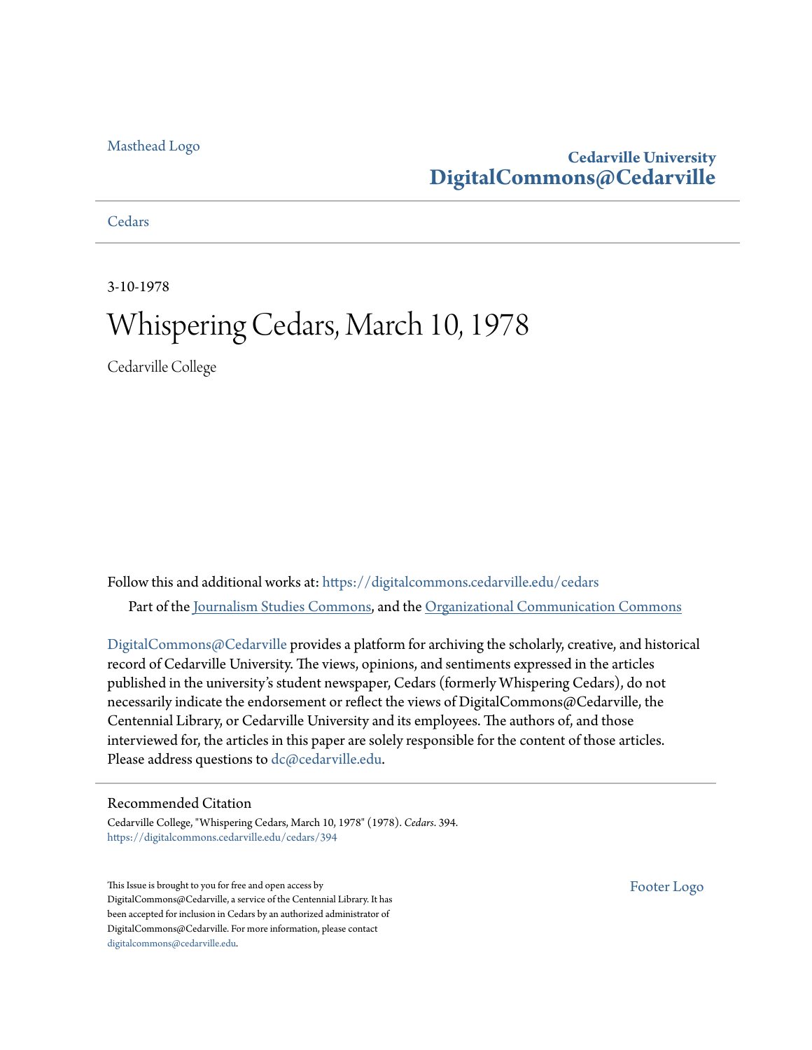Masthead Logo

**Cedarville University**
**DigitalCommons@Cedarville**

Cedars

3-10-1978

# Whispering Cedars, March 10, 1978

Cedarville College

Follow this and additional works at: https://digitalcommons.cedarville.edu/cedars

Part of the Journalism Studies Commons, and the Organizational Communication Commons

DigitalCommons@Cedarville provides a platform for archiving the scholarly, creative, and historical record of Cedarville University. The views, opinions, and sentiments expressed in the articles published in the university's student newspaper, Cedars (formerly Whispering Cedars), do not necessarily indicate the endorsement or reflect the views of DigitalCommons@Cedarville, the Centennial Library, or Cedarville University and its employees. The authors of, and those interviewed for, the articles in this paper are solely responsible for the content of those articles. Please address questions to dc@cedarville.edu.

## Recommended Citation

Cedarville College, "Whispering Cedars, March 10, 1978" (1978). *Cedars*. 394.
https://digitalcommons.cedarville.edu/cedars/394

This Issue is brought to you for free and open access by DigitalCommons@Cedarville, a service of the Centennial Library. It has been accepted for inclusion in Cedars by an authorized administrator of DigitalCommons@Cedarville. For more information, please contact digitalcommons@cedarville.edu.

Footer Logo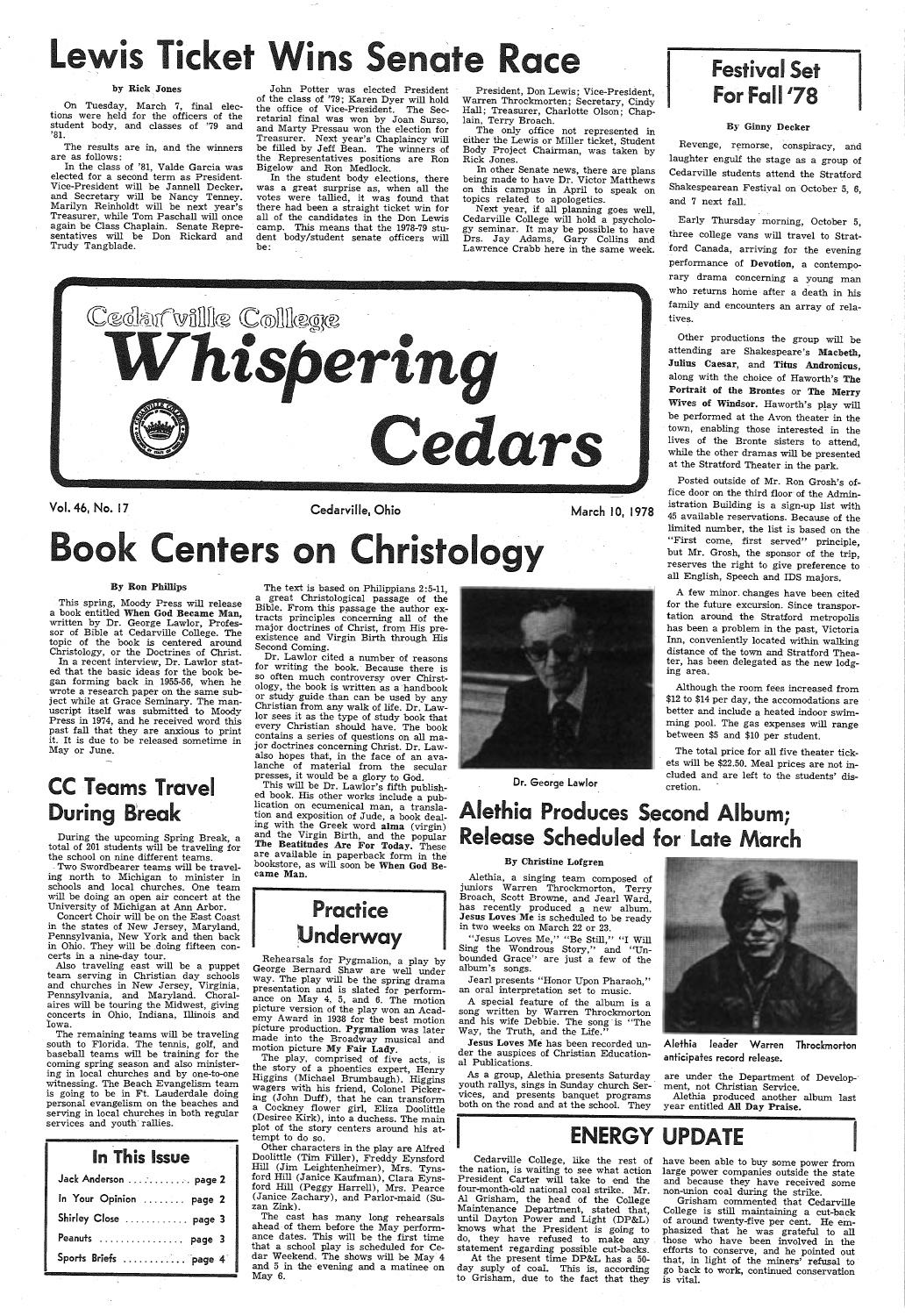# Lewis Ticket Wins Senate Race

by Rick Jones

On Tuesday, March 7, final elections were held for the officers of the student body, and classes of '79 and '81.

The results are in, and the winners are as follows:

In the class of '81, Valde Garcia was elected for a second term as President. Vice-President will be Jannell Decker, and Secretary will be Nancy Tenney. Marilyn Reinholdt will be next year's Treasurer, while Tom Paschall will once again be Class Chaplain. Senate Representatives will be Don Rickard and Trudy Tangblade.

John Potter was elected President of the class of '79; Karen Dyer will hold the office of Vice-President. The Secretarial final was won by Joan Surso, and Marty Pressau won the election for Treasurer. Next year's Chaplaincy will be filled by Jeff Bean. The winners of the Representatives positions are Ron Bigelow and Ron Medlock.

In the student body elections, there was a great surprise as, when all the votes were tallied, it was found that there had been a straight ticket win for all of the candidates in the Don Lewis camp. This means that the 1978-79 student body/student senate officers will be:

President, Don Lewis; Vice-President, Warren Throckmorten; Secretary, Cindy Hall; Treasurer, Charlotte Olson; Chaplain, Terry Broach.

The only office not represented in either the Lewis or Miller ticket, Student Body Project Chairman, was taken by Rick Jones.

In other Senate news, there are plans being made to have Dr. Victor Matthews on this campus in April to speak on topics related to apologetics.

Next year, if all planning goes well, Cedarville College will hold a psychology seminar. It may be possible to have Drs. Jay Adams, Gary Collins and Lawrence Crabb here in the same week.

# Festival Set For Fall '78

By Ginny Decker

Revenge, remorse, conspiracy, and laughter engulf the stage as a group of Cedarville students attend the Stratford Shakespearean Festival on October 5, 6, and 7 next fall.

Early Thursday morning, October 5, three college vans will travel to Stratford Canada, arriving for the evening performance of **Devotion**, a contemporary drama concerning a young man who returns home after a death in his family and encounters an array of relatives.

Other productions the group will be attending are Shakespeare's **Macbeth, Julius Caesar**, and **Titus Andronicus**, along with the choice of Haworth's **The Portrait of the Brontes** or **The Merry Wives of Windsor.** Haworth's play will be performed at the Avon theater in the town, enabling those interested in the lives of the Bronte sisters to attend, while the other dramas will be presented at the Stratford Theater in the park.

Posted outside of Mr. Ron Grosh's office door on the third floor of the Administration Building is a sign-up list with 45 available reservations. Because of the limited number, the list is based on the "First come, first served" principle, but Mr. Grosh, the sponsor of the trip, reserves the right to give preference to all English, Speech and IDS majors.

A few minor changes have been cited for the future excursion. Since transportation around the Stratford metropolis has been a problem in the past, Victoria Inn, conveniently located within walking distance of the town and Stratford Theater, has been delegated as the new lodging area.

Although the room fees increased from $12 to $14 per day, the accomodations are better and include a heated indoor swimming pool. The gas expenses will range between $5 and $10 per student.

The total price for all five theater tickets will be $22.50. Meal prices are not included and are left to the students' discretion.

# Cedarville College Whispering Cedars

Vol. 46, No. 17 — Cedarville, Ohio — March 10, 1978

# Book Centers on Christology

By Ron Phillips

This spring, Moody Press will release a book entitled **When God Became Man**, written by Dr. George Lawlor, Professor of Bible at Cedarville College. The topic of the book is centered around Christology, or the Doctrines of Christ.

In a recent interview, Dr. Lawlor stated that the basic ideas for the book began forming back in 1955-56, when he wrote a research paper on the same subject while at Grace Seminary. The manuscript itself was submitted to Moody Press in 1974, and he received word this past fall that they are anxious to print it. It is due to be released sometime in May or June.

The text is based on Philippians 2:5-11, a great Christological passage of the Bible. From this passage the author extracts principles concerning all of the major doctrines of Christ, from His preexistence and Virgin Birth through His Second Coming.

Dr. Lawlor cited a number of reasons for writing the book. Because there is so often much controversy over Chirstology, the book is written as a handbook or study guide than can be used by any Christian from any walk of life. Dr. Lawlor sees it as the type of study book that every Christian should have. The book contains a series of questions on all major doctrines concerning Christ. Dr. Lawlor also hopes that, in the face of an avalanche of material from the secular presses, it would be a glory to God.

This will be Dr. Lawlor's fifth published book. His other works include a publication on ecumenical man, a translation and exposition of Jude, a book dealing with the Greek word **alma** (virgin) and the Virgin Birth, and the popular **The Beatitudes Are For Today.** These are available in paperback form in the bookstore, as will soon be **When God Became Man.**

Dr. George Lawlor

# CC Teams Travel During Break

During the upcoming Spring Break, a total of 201 students will be traveling for the school on nine different teams.

Two Swordbearer teams will be traveling north to Michigan to minister in schools and local churches. One team will be doing an open air concert at the University of Michigan at Ann Arbor.

Concert Choir will be on the East Coast in the states of New Jersey, Maryland, Pennsylvania, New York and then back in Ohio. They will be doing fifteen concerts in a nine-day tour.

Also traveling east will be a puppet team serving in Christian day schools and churches in New Jersey, Virginia, Pennsylvania, and Maryland. Choralaires will be touring the Midwest, giving concerts in Ohio, Indiana, Illinois and Iowa.

The remaining teams will be traveling south to Florida. The tennis, golf, and baseball teams will be training for the coming spring season and also ministering in local churches and by one-to-one witnessing. The Beach Evangelism team is going to be in Ft. Lauderdale doing personal evangelism on the beaches and serving in local churches in both regular services and youth rallies.

## In This Issue

- Jack Anderson ............ page 2
- In Your Opinion ........ page 2
- Shirley Close ............ page 3
- Peanuts ................ page 3
- Sports Briefs ............ page 4

# Practice Underway

Rehearsals for Pygmalion, a play by George Bernard Shaw are well under way. The play will be the spring drama presentation and is slated for performance on May 4, 5, and 6. The motion picture version of the play won an Academy Award in 1938 for the best motion picture production. **Pygmalion** was later made into the Broadway musical and motion picture **My Fair Lady.**

The play, comprised of five acts, is the story of a phoentics expert, Henry Higgins (Michael Brumbaugh). Higgins wagers with his friend, Colonel Pickering (John Duff), that he can transform a Cockney flower girl, Eliza Doolittle (Desiree Kirk), into a duchess. The main plot of the story centers around his attempt to do so.

Other characters in the play are Alfred Doolittle (Tim Filler), Freddy Eynsford Hill (Jim Leightenheimer), Mrs. Eynsford Hill (Janice Kaufman), Clara Eynsford Hill (Peggy Harrell), Mrs. Pearce (Janice Zachary), and Parlor-maid (Suzan Zink).

The cast has many long rehearsals ahead of them before the May performance dates. This will be the first time that a school play is scheduled for Cedar Weekend. The shows will be May 4 and 5 in the evening and a matinee on May 6.

# Alethia Produces Second Album; Release Scheduled for Late March

By Christine Lofgren

Alethia, a singing team composed of juniors Warren Throckmorton, Terry Broach, Scott Browne, and Jearl Ward, has recently produced a new album. **Jesus Loves Me** is scheduled to be ready in two weeks on March 22 or 23.

"Jesus Loves Me," "Be Still," "I Will Sing the Wondrous Story," and "Unbounded Grace" are just a few of the album's songs.

Jearl presents "Honor Upon Pharaoh," an oral interpretation set to music.

A special feature of the album is a song written by Warren Throckmorton and his wife Debbie. The song is "The Way, the Truth, and the Life."

**Jesus Loves Me** has been recorded under the auspices of Christian Educational Publications.

As a group, Alethia presents Saturday youth rallys, sings in Sunday church Services, and presents banquet programs both on the road and at the school. They are under the Department of Development, not Christian Service.

Alethia produced another album last year entitled **All Day Praise.**

Alethia leader Warren Throckmorton anticipates record release.

# ENERGY UPDATE

Cedarville College, like the rest of the nation, is waiting to see what action President Carter will take to end the four-month-old national coal strike. Mr. Al Grisham, the head of the College Maintenance Department, stated that, until Dayton Power and Light (DP&L) knows what the President is going to do, they have refused to make any statement regarding possible cut-backs.

At the present time DP&L has a 50-day suply of coal. This is, according to Grisham, due to the fact that they have been able to buy some power from large power companies outside the state and because they have received some non-union coal during the strike.

Grisham commented that Cedarville College is still maintaining a cut-back of around twenty-five per cent. He emphasized that he was grateful to all those who have been involved in the efforts to conserve, and he pointed out that, in light of the miners' refusal to go back to work, continued conservation is vital.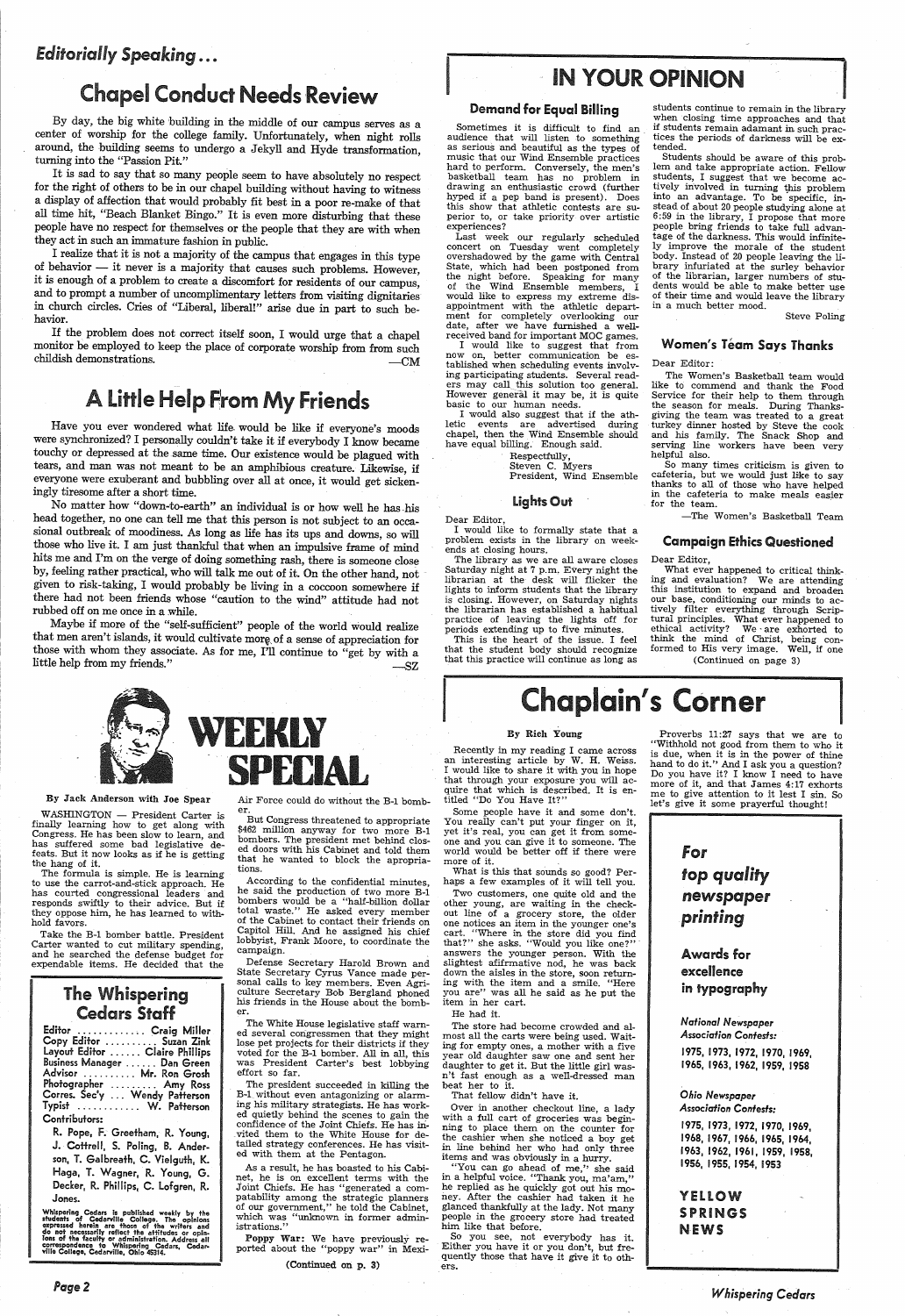*Editorially Speaking...*

## Chapel Conduct Needs Review

By day, the big white building in the middle of our campus serves as a center of worship for the college family. Unfortunately, when night rolls around, the building seems to undergo a Jekyll and Hyde transformation, turning into the "Passion Pit."

It is sad to say that so many people seem to have absolutely no respect for the right of others to be in our chapel building without having to witness a display of affection that would probably fit best in a poor re-make of that all time hit, "Beach Blanket Bingo." It is even more disturbing that these people have no respect for themselves or the people that they are with when they act in such an immature fashion in public.

I realize that it is not a majority of the campus that engages in this type of behavior — it never is a majority that causes such problems. However, it is enough of a problem to create a discomfort for residents of our campus, and to prompt a number of uncomplimentary letters from visiting dignitaries in church circles. Cries of "Liberal, liberal!" arise due in part to such behavior.

If the problem does not correct itself soon, I would urge that a chapel monitor be employed to keep the place of corporate worship from from such childish demonstrations.

—CM

## A Little Help From My Friends

Have you ever wondered what life would be like if everyone's moods were synchronized? I personally couldn't take it if everybody I know became touchy or depressed at the same time. Our existence would be plagued with tears, and man was not meant to be an amphibious creature. Likewise, if everyone were exuberant and bubbling over all at once, it would get sickeningly tiresome after a short time.

No matter how "down-to-earth" an individual is or how well he has his head together, no one can tell me that this person is not subject to an occasional outbreak of moodiness. As long as life has its ups and downs, so will those who live it. I am just thankful that when an impulsive frame of mind hits me and I'm on the verge of doing something rash, there is someone close by, feeling rather practical, who will talk me out of it. On the other hand, not given to risk-taking, I would probably be living in a coccoon somewhere if there had not been friends whose "caution to the wind" attitude had not rubbed off on me once in a while.

Maybe if more of the "self-sufficient" people of the world would realize that men aren't islands, it would cultivate more of a sense of appreciation for those with whom they associate. As for me, I'll continue to "get by with a little help from my friends."

—SZ

# IN YOUR OPINION

### Demand for Equal Billing

Sometimes it is difficult to find an audience that will listen to something as serious and beautiful as the types of music that our Wind Ensemble practices hard to perform. Conversely, the men's basketball team has no problem in drawing an enthusiastic crowd (further hyped if a pep band is present). Does this show that athletic contests are superior to, or take priority over artistic experiences?

Last week our regularly scheduled concert on Tuesday went completely overshadowed by the game with Central State, which had been postponed from the night before. Speaking for many of the Wind Ensemble members, I would like to express my extreme disappointment with the athletic department for completely overlooking our date, after we have furnished a well-received band for important MOC games.

I would like to suggest that from now on, better communication be established when scheduling events involving participating students. Several readers may call this solution too general. However general it may be, it is quite basic to our human needs.

I would also suggest that if the athletic events are advertised during chapel, then the Wind Ensemble should have equal billing. Enough said.

Respectfully,
Steven C. Myers
President, Wind Ensemble

### Lights Out

Dear Editor,

I would like to formally state that a problem exists in the library on weekends at closing hours.

The library as we are all aware closes Saturday night at 7 p.m. Every night the librarian at the desk will flicker the lights to inform students that the library is closing. However, on Saturday nights the librarian has established a habitual practice of leaving the lights off for periods extending up to five minutes.

This is the heart of the issue. I feel that the student body should recognize that this practice will continue as long as students continue to remain in the library when closing time approaches and that if students remain adamant in such practices the periods of darkness will be extended.

Students should be aware of this problem and take appropriate action. Fellow students, I suggest that we become actively involved in turning this problem into an advantage. To be specific, instead of about 20 people studying alone at 6:59 in the library, I propose that more people bring friends to take full advantage of the darkness. This would infinitely improve the morale of the student body. Instead of 20 people leaving the library infuriated at the surley behavior of the librarian, larger numbers of students would be able to make better use of their time and would leave the library in a much better mood.

Steve Poling

### Women's Team Says Thanks

Dear Editor:

The Women's Basketball team would like to commend and thank the Food Service for their help to them through the season for meals. During Thanksgiving the team was treated to a great turkey dinner hosted by Steve the cook and his family. The Snack Shop and serving line workers have been very helpful also.

So many times criticism is given to cafeteria, but we would just like to say thanks to all of those who have helped in the cafeteria to make meals easier for the team.

—The Women's Basketball Team

### Campaign Ethics Questioned

Dear Editor,

What ever happened to critical thinking and evaluation? We are attending this institution to expand and broaden our base, conditioning our minds to actively filter everything through Scriptural principles. What ever happened to ethical activity? We are exhorted to think the mind of Christ, being conformed to His very image. Well, if one

(Continued on page 3)

# WEEKLY SPECIAL

By Jack Anderson with Joe Spear

WASHINGTON — President Carter is finally learning how to get along with Congress. He has been slow to learn, and has suffered some bad legislative defeats. But it now looks as if he is getting the hang of it.

The formula is simple. He is learning to use the carrot-and-stick approach. He has courted congressional leaders and responds swiftly to their advice. But if they oppose him, he has learned to withhold favors.

Take the B-1 bomber battle. President Carter wanted to cut military spending, and he searched the defense budget for expendable items. He decided that the Air Force could do without the B-1 bomber.

But Congress threatened to appropriate $462 million anyway for two more B-1 bombers. The president met behind closed doors with his Cabinet and told them that he wanted to block the apropriations.

According to the confidential minutes, he said the production of two more B-1 bombers would be a "half-billion dollar total waste." He asked every member of the Cabinet to contact their friends on Capitol Hill. And he assigned his chief lobbyist, Frank Moore, to coordinate the campaign.

Defense Secretary Harold Brown and State Secretary Cyrus Vance made personal calls to key members. Even Agriculture Secretary Bob Bergland phoned his friends in the House about the bomber.

The White House legislative staff warned several congressmen that they might lose pet projects for their districts if they voted for the B-1 bomber. All in all, this was President Carter's best lobbying effort so far.

The president succeeded in killing the B-1 without even antagonizing or alarming his military strategists. He has worked quietly behind the scenes to gain the confidence of the Joint Chiefs. He has invited them to the White House for detailed strategy conferences. He has visited with them at the Pentagon.

As a result, he has boasted to his Cabinet, he is on excellent terms with the Joint Chiefs. He has "generated a compatability among the strategic planners of our government," he told the Cabinet, which was "unknown in former administrations."

**Poppy War:** We have previously reported about the "poppy war" in Mexi-

(Continued on p. 3)

## The Whispering Cedars Staff

Editor ............ Craig Miller
Copy Editor ......... Suzan Zink
Layout Editor ...... Claire Phillips
Business Manager ...... Dan Green
Advisor .......... Mr. Ron Grosh
Photographer ......... Amy Ross
Corres. Sec'y ... Wendy Patterson
Typist ........... W. Patterson

Contributors:

R. Pope, F. Greetham, R. Young, J. Cottrell, S. Poling, B. Anderson, T. Galbreath, C. Vielguth, K. Haga, T. Wagner, R. Young, G. Decker, R. Phillips, C. Lofgren, R. Jones.

Whispering Cedars is published weekly by the students of Cedarville College. The opinions expressed herein are those of the writers and do not necessarily reflect the attitudes or opinions of the faculty or administration. Address all correspondence to Whispering Cedars, Cedarville College, Cedarville, Ohio 45314.

# Chaplain's Corner

By Rich Young

Recently in my reading I came across an interesting article by W. H. Weiss. I would like to share it with you in hope that through your exposure you will acquire that which is described. It is entitled "Do You Have It?"

Some people have it and some don't. You really can't put your finger on it, yet it's real, you can get it from someone and you can give it to someone. The world would be better off if there were more of it.

What is this that sounds so good? Perhaps a few examples of it will tell you.

Two customers, one quite old and the other young, are waiting in the checkout line of a grocery store, the older one notices an item in the younger one's cart. "Where in the store did you find that?" she asks. "Would you like one?" answers the younger person. With the slightest affirmative nod, he was back down the aisles in the store, soon returning with the item and a smile. "Here you are" was all he said as he put the item in her cart.

He had it.

The store had become crowded and almost all the carts were being used. Waiting for empty ones, a mother with a five year old daughter saw one and sent her daughter to get it. But the little girl wasn't fast enough as a well-dressed man beat her to it.

That fellow didn't have it.

Over in another checkout line, a lady with a full cart of groceries was beginning to place them on the counter for the cashier when she noticed a boy get in line behind her who had only three items and was obviously in a hurry.

"You can go ahead of me," she said in a helpful voice. "Thank you, ma'am," he replied as he quickly got out his money. After the cashier had taken it he glanced thankfully at the lady. Not many people in the grocery store had treated him like that before.

So you see, not everybody has it. Either you have it or you don't, but frequently those that have it give it to others.

Proverbs 11:27 says that we are to "Withhold not good from them to who it is due, when it is in the power of thine hand to do it." And I ask you a question? Do you have it? I know I need to have more of it, and that James 4:17 exhorts me to give attention to it lest I sin. So let's give it some prayerful thought!

*For top quality newspaper printing*

**Awards for excellence in typography**

*National Newspaper Association Contests:*

1975, 1973, 1972, 1970, 1969, 1965, 1963, 1962, 1959, 1958

*Ohio Newspaper Association Contests:*

1975, 1973, 1972, 1970, 1969, 1968, 1967, 1966, 1965, 1964, 1963, 1962, 1961, 1959, 1958, 1956, 1955, 1954, 1953

**YELLOW SPRINGS NEWS**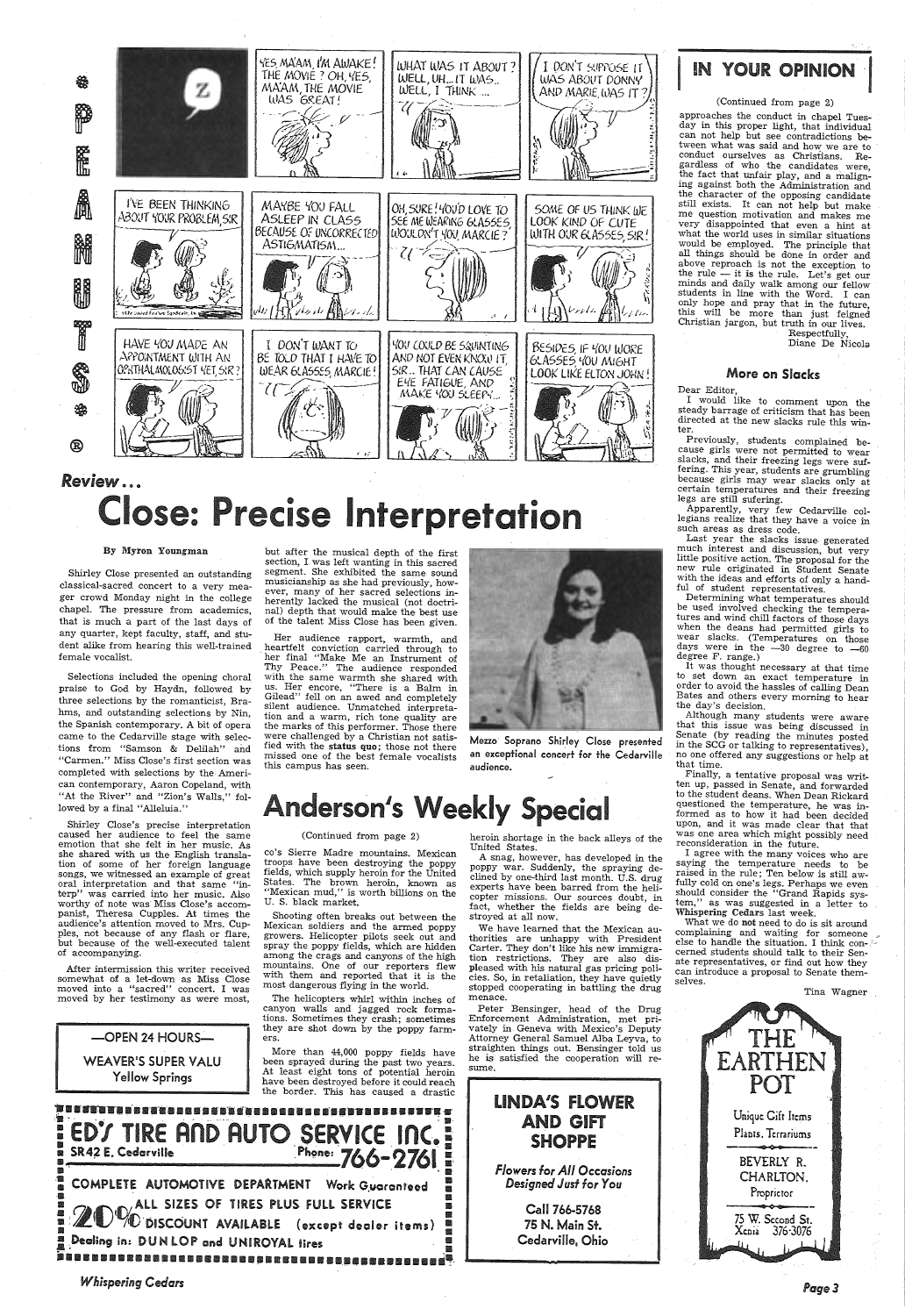PEANUTS

YES, MA'AM, I'M AWAKE! THE MOVIE? OH, YES, MA'AM, THE MOVIE WAS GREAT!

WHAT WAS IT ABOUT? WELL, UH... IT WAS.. WELL, I THINK ...

I DON'T SUPPOSE IT WAS ABOUT DONNY AND MARIE, WAS IT?

I'VE BEEN THINKING ABOUT YOUR PROBLEM, SIR

MAYBE YOU FALL ASLEEP IN CLASS BECAUSE OF UNCORRECTED ASTIGMATISM...

OH, SURE! YOU'D LOVE TO SEE ME WEARING GLASSES, WOULDN'T YOU, MARCIE?

SOME OF US THINK WE LOOK KIND OF CUTE WITH OUR GLASSES, SIR!

HAVE YOU MADE AN APPOINTMENT WITH AN OPHTHALMOLOGIST YET, SIR?

I DON'T WANT TO BE TOLD THAT I HAVE TO WEAR GLASSES, MARCIE!

YOU COULD BE SQUINTING AND NOT EVEN KNOW IT, SIR.. THAT CAN CAUSE EYE FATIGUE, AND MAKE YOU SLEEPY...

BESIDES, IF YOU WORE GLASSES YOU MIGHT LOOK LIKE ELTON JOHN!

## IN YOUR OPINION

(Continued from page 2)

approaches the conduct in chapel Tuesday in this proper light, that individual can not help but see contradictions between what was said and how we are to conduct ourselves as Christians. Regardless of who the candidates were, the fact that unfair play, and a maligning against both the Administration and the character of the opposing candidate still exists. It can not help but make me question motivation and makes me very disappointed that even a hint at what the world uses in similar situations would be employed. The principle that all things should be done in order and above reproach is not the exception to the rule — it is the rule. Let's get our minds and daily walk among our fellow students in line with the Word. I can only hope and pray that in the future, this will be more than just feigned Christian jargon, but truth in our lives.

Respectfully,
Diane De Nicola

### More on Slacks

Dear Editor,

I would like to comment upon the steady barrage of criticism that has been directed at the new slacks rule this winter.

Previously, students complained because girls were not permitted to wear slacks, and their freezing legs were suffering. This year, students are grumbling because girls may wear slacks only at certain temperatures and their freezing legs are still sufering.

Apparently, very few Cedarville collegians realize that they have a voice in such areas as dress code.

Last year the slacks issue generated much interest and discussion, but very little positive action. The proposal for the new rule originated in Student Senate with the ideas and efforts of only a handful of student representatives.

Determining what temperatures should be used involved checking the temperatures and wind chill factors of those days when the deans had permitted girls to wear slacks. (Temperatures on those days were in the —30 degree to —60 degree F. range.)

It was thought necessary at that time to set down an exact temperature in order to avoid the hassles of calling Dean Bates and others every morning to hear the day's decision.

Although many students were aware that this issue was being discussed in Senate (by reading the minutes posted in the SCG or talking to representatives), no one offered any suggestions or help at that time.

Finally, a tentative proposal was written up, passed in Senate, and forwarded to the student deans. When Dean Rickard questioned the temperature, he was informed as to how it had been decided upon, and it was made clear that that was one area which might possibly need reconsideration in the future.

I agree with the many voices who are saying the temperature needs to be raised in the rule; Ten below is still awfully cold on one's legs. Perhaps we even should consider the "Grand Rapids system," as was suggested in a letter to **Whispering Cedars** last week.

What we do **not** need to do is sit around complaining and waiting for someone else to handle the situation. I think concerned students should talk to their Senate representatives, or find out how they can introduce a proposal to Senate themselves.

Tina Wagner

*Review...*

# Close: Precise Interpretation

**By Myron Youngman**

Shirley Close presented an outstanding classical-sacred concert to a very meager crowd Monday night in the college chapel. The pressure from academics, that is much a part of the last days of any quarter, kept faculty, staff, and student alike from hearing this well-trained female vocalist.

Selections included the opening choral praise to God by Haydn, followed by three selections by the romanticist, Brahms, and outstanding selections by Nin, the Spanish contemporary. A bit of opera came to the Cedarville stage with selections from "Samson & Delilah" and "Carmen." Miss Close's first section was completed with selections by the American contemporary, Aaron Copeland, with "At the River" and "Zion's Walls," followed by a final "Alleluia."

Shirley Close's precise interpretation caused her audience to feel the same emotion that she felt in her music. As she shared with us the English translation of some of her foreign language songs, we witnessed an example of great oral interpretation and that same "interp" was carried into her music. Also worthy of note was Miss Close's accompanist, Theresa Cupples. At times the audience's attention moved to Mrs. Cupples, not because of any flash or flare, but because of the well-executed talent of accompanying.

After intermission this writer received somewhat of a let-down as Miss Close moved into a "sacred" concert. I was moved by her testimony as were most, but after the musical depth of the first section, I was left wanting in this sacred segment. She exhibited the same sound musicianship as she had previously, however, many of her sacred selections inherently lacked the musical (not doctrinal) depth that would make the best use of the talent Miss Close has been given.

Her audience rapport, warmth, and heartfelt conviction carried through to her final "Make Me an Instrument of Thy Peace." The audience responded with the same warmth she shared with us. Her encore, "There is a Balm in Gilead" fell on an awed and completely silent audience. Unmatched interpretation and a warm, rich tone quality are the marks of this performer. Those there were challenged by a Christian not satisfied with the **status quo**; those not there missed one of the best female vocalists this campus has seen.

Mezzo Soprano Shirley Close presented an exceptional concert for the Cedarville audience.

# Anderson's Weekly Special

(Continued from page 2)

co's Sierre Madre mountains. Mexican troops have been destroying the poppy fields, which supply heroin for the United States. The brown heroin, known as "Mexican mud," is worth billions on the U. S. black market.

Shooting often breaks out between the Mexican soldiers and the armed poppy growers. Helicopter pilots seek out and spray the poppy fields, which are hidden among the crags and canyons of the high mountains. One of our reporters flew with them and reported that it is the most dangerous flying in the world.

The helicopters whirl within inches of canyon walls and jagged rock formations. Sometimes they crash; sometimes they are shot down by the poppy farmers.

More than 44,000 poppy fields have been sprayed during the past two years. At least eight tons of potential heroin have been destroyed before it could reach the border. This has caused a drastic heroin shortage in the back alleys of the United States.

A snag, however, has developed in the poppy war. Suddenly, the spraying declined by one-third last month. U.S. drug experts have been barred from the helicopter missions. Our sources doubt, in fact, whether the fields are being destroyed at all now.

We have learned that the Mexican authorities are unhappy with President Carter. They don't like his new immigration restrictions. They are also displeased with his natural gas pricing policies. So, in retaliation, they have quietly stopped cooperating in battling the drug menace.

Peter Bensinger, head of the Drug Enforcement Administration, met privately in Geneva with Mexico's Deputy Attorney General Samuel Alba Leyva, to straighten things out. Bensinger told us he is satisfied the cooperation will resume.

—OPEN 24 HOURS—
WEAVER'S SUPER VALU
Yellow Springs

**ED'S TIRE AND AUTO SERVICE INC.**
SR 42 E. Cedarville — Phone: 766-2761
COMPLETE AUTOMOTIVE DEPARTMENT — Work Guaranteed
ALL SIZES OF TIRES PLUS FULL SERVICE
20% DISCOUNT AVAILABLE (except dealer items)
Dealing in: DUNLOP and UNIROYAL tires

**LINDA'S FLOWER AND GIFT SHOPPE**
*Flowers for All Occasions*
*Designed Just for You*
Call 766-5768
75 N. Main St.
Cedarville, Ohio

**THE EARTHEN POT**
Unique Gift Items
Plants, Terrariums
BEVERLY R. CHARLTON, Proprietor
75 W. Second St.
Xenia 376-3076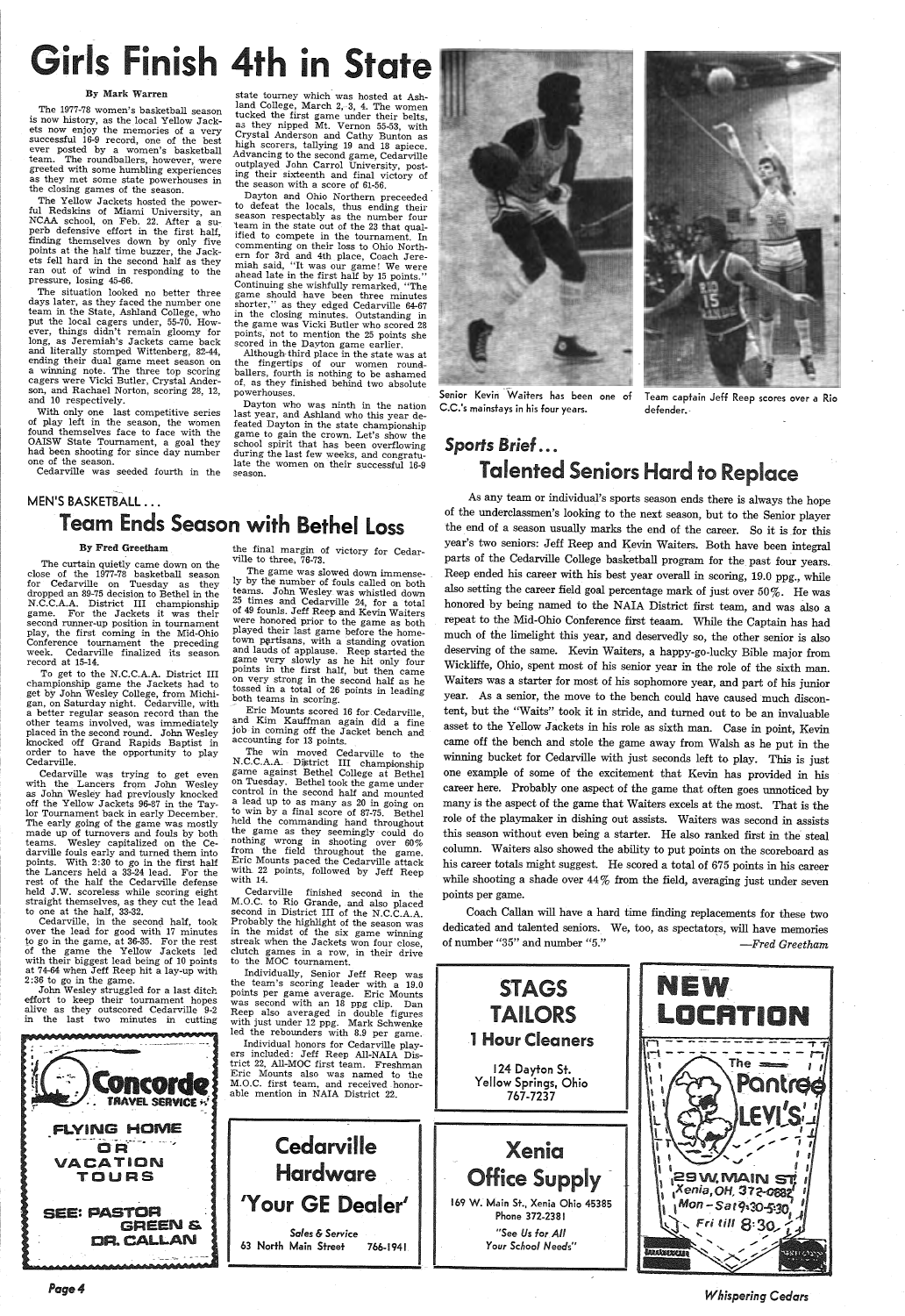# Girls Finish 4th in State

By Mark Warren

The 1977-78 women's basketball season is now history, as the local Yellow Jackets now enjoy the memories of a very successful 16-9 record, one of the best ever posted by a women's basketball team. The roundballers, however, were greeted with some humbling experiences as they met some state powerhouses in the closing games of the season.

The Yellow Jackets hosted the powerful Redskins of Miami University, an NCAA school, on Feb. 22. After a superb defensive effort in the first half, finding themselves down by only five points at the half time buzzer, the Jackets fell hard in the second half as they ran out of wind in responding to the pressure, losing 45-66.

The situation looked no better three days later, as they faced the number one team in the State, Ashland College, who put the local cagers under, 55-70. However, things didn't remain gloomy for long, as Jeremiah's Jackets came back and literally stomped Wittenberg, 82-44, ending their dual game meet season on a winning note. The three top scoring cagers were Vicki Butler, Crystal Anderson, and Rachael Norton, scoring 28, 12, and 10 respectively.

With only one last competitive series of play left in the season, the women found themselves face to face with the OAISW State Tournament, a goal they had been shooting for since day number one of the season.

Cedarville was seeded fourth in the state tourney which was hosted at Ashland College, March 2, 3, 4. The women tucked the first game under their belts, as they nipped Mt. Vernon 55-53, with Crystal Anderson and Cathy Bunton as high scorers, tallying 19 and 18 apiece. Advancing to the second game, Cedarville outplayed John Carrol University, posting their sixteenth and final victory of the season with a score of 61-56.

Dayton and Ohio Northern preceeded to defeat the locals, thus ending their season respectably as the number four team in the state out of the 23 that qualified to compete in the tournament. In commenting on their loss to Ohio Northern for 3rd and 4th place, Coach Jeremiah said, "It was our game! We were ahead late in the first half by 15 points." Continuing she wishfully remarked, "The game should have been three minutes shorter," as they edged Cedarville 64-67 in the closing minutes. Outstanding in the game was Vicki Butler who scored 28 points, not to mention the 25 points she scored in the Dayton game earlier.

Although third place in the state was at the fingertips of our women roundballers, fourth is nothing to be ashamed of, as they finished behind two absolute powerhouses.

Dayton who was ninth in the nation last year, and Ashland who this year defeated Dayton in the state championship game to gain the crown. Let's show the school spirit that has been overflowing during the last few weeks, and congratulate the women on their successful 16-9 season.

Senior Kevin Waiters has been one of C.C.'s mainstays in his four years.

Team captain Jeff Reep scores over a Rio defender.

MEN'S BASKETBALL . . .

## Team Ends Season with Bethel Loss

By Fred Greetham

The curtain quietly came down on the close of the 1977-78 basketball season for Cedarville on Tuesday as they dropped an 89-75 decision to Bethel in the N.C.C.A.A. District III championship game. For the Jackets it was their second runner-up position in tournament play, the first coming in the Mid-Ohio Conference tournament the preceding week. Cedarville finalized its season record at 15-14.

To get to the N.C.C.A.A. District III championship game the Jackets had to get by John Wesley College, from Michigan, on Saturday night. Cedarville, with a better regular season record than the other teams involved, was immediately placed in the second round. John Wesley knocked off Grand Rapids Baptist in order to have the opportunity to play Cedarville.

Cedarville was trying to get even with the Lancers from John Wesley as John Wesley had previously knocked off the Yellow Jackets 96-87 in the Taylor Tournament back in early December. The early going of the game was mostly made up of turnovers and fouls by both teams. Wesley capitalized on the Cedarville fouls early and turned them into points. With 2:30 to go in the first half the Lancers held a 33-24 lead. For the rest of the half the Cedarville defense held J.W. scoreless while scoring eight straight themselves, as they cut the lead to one at the half, 33-32.

Cedarville, in the second half, took over the lead for good with 17 minutes to go in the game, at 36-35. For the rest of the game the Yellow Jackets led with their biggest lead being of 10 points at 74-64 when Jeff Reep hit a lay-up with 2:36 to go in the game.

John Wesley struggled for a last ditch effort to keep their tournament hopes alive as they outscored Cedarville 9-2 in the last two minutes in cutting the final margin of victory for Cedarville to three, 76-73.

The game was slowed down immensely by the number of fouls called on both teams. John Wesley was whistled down 25 times and Cedarville 24, for a total of 49 founls. Jeff Reep and Kevin Waiters were honored prior to the game as both played their last game before the hometown partisans, with a standing ovation and lauds of applause. Reep started the game very slowly as he hit only four points in the first half, but then came on very strong in the second half as he tossed in a total of 26 points in leading both teams in scoring.

Eric Mounts scored 16 for Cedarville, and Kim Kauffman again did a fine job in coming off the Jacket bench and accounting for 12 points.

The win moved Cedarville to the N.C.C.A.A. District III championship game against Bethel College at Bethel on Tuesday. Bethel took the game under control in the second half and mounted a lead up to as many as 20 in going on to win by a final score of 87-75. Bethel held the commanding hand throughout the game as they seemingly could do nothing wrong in shooting over 60% from the field throughout the game. Eric Mounts paced the Cedarville attack with 22 points, followed by Jeff Reep with 14.

Cedarville finished second in the M.O.C. to Rio Grande, and also placed second in District III of the N.C.C.A.A. Probably the highlight of the season was in the midst of the six game winning streak when the Jackets won four close, clutch games in a row, in their drive to the MOC tournament.

Individually, Senior Jeff Reep was the team's scoring leader with a 19.0 points per game average. Eric Mounts was second with an 18 ppg clip. Dan Reep also averaged in double figures with just under 12 ppg. Mark Schwenke led the rebounders with 8.9 per game.

Individual honors for Cedarville players included: Jeff Reep All-NAIA District 22, All-MOC first team. Freshman Eric Mounts also was named to the M.O.C. first team, and received honorable mention in NAIA District 22.

*Sports Brief . . .*

## Talented Seniors Hard to Replace

As any team or individual's sports season ends there is always the hope of the underclassmen's looking to the next season, but to the Senior player the end of a season usually marks the end of the career. So it is for this year's two seniors: Jeff Reep and Kevin Waiters. Both have been integral parts of the Cedarville College basketball program for the past four years. Reep ended his career with his best year overall in scoring, 19.0 ppg., while also setting the career field goal percentage mark of just over 50%. He was honored by being named to the NAIA District first team, and was also a repeat to the Mid-Ohio Conference first teaam. While the Captain has had much of the limelight this year, and deservedly so, the other senior is also deserving of the same. Kevin Waiters, a happy-go-lucky Bible major from Wickliffe, Ohio, spent most of his senior year in the role of the sixth man. Waiters was a starter for most of his sophomore year, and part of his junior year. As a senior, the move to the bench could have caused much discontent, but the "Waits" took it in stride, and turned out to be an invaluable asset to the Yellow Jackets in his role as sixth man. Case in point, Kevin came off the bench and stole the game away from Walsh as he put in the winning bucket for Cedarville with just seconds left to play. This is just one example of some of the excitement that Kevin has provided in his career here. Probably one aspect of the game that often goes unnoticed by many is the aspect of the game that Waiters excels at the most. That is the role of the playmaker in dishing out assists. Waiters was second in assists this season without even being a starter. He also ranked first in the steal column. Waiters also showed the ability to put points on the scoreboard as his career totals might suggest. He scored a total of 675 points in his career while shooting a shade over 44% from the field, averaging just under seven points per game.

Coach Callan will have a hard time finding replacements for these two dedicated and talented seniors. We, too, as spectators, will have memories of number "35" and number "5."

—*Fred Greetham*

Concorde TRAVEL SERVICE

FLYING HOME OR VACATION TOURS

SEE: PASTOR GREEN & DR. CALLAN

Cedarville Hardware

'Your GE Dealer'

*Sales & Service*

63 North Main Street 766-1941

STAGS TAILORS

1 Hour Cleaners

124 Dayton St.
Yellow Springs, Ohio
767-7237

Xenia Office Supply

169 W. Main St., Xenia Ohio 45385
Phone 372-2381

*"See Us for All Your School Needs"*

NEW LOCATION

The Pantree LEVI'S

29 W. MAIN ST
Xenia, OH. 372-0682
Mon - Sat 9:30-5:30
Fri till 8:30